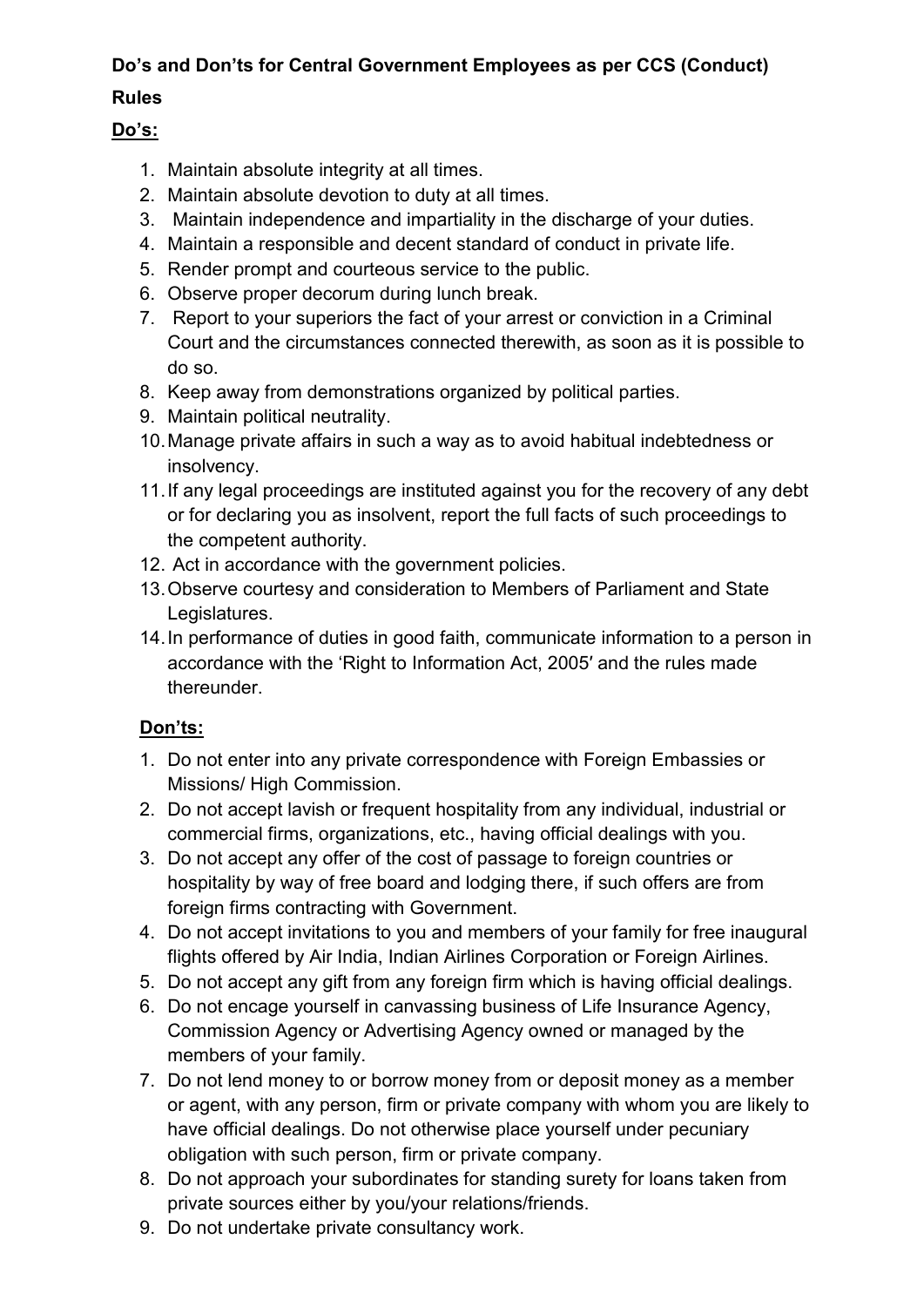**Do's and Don'ts for Central Government Employees as per CCS (Conduct) Rules**

**Do's:**

1. Maintain absolute integrity at all times.
2. Maintain absolute devotion to duty at all times.
3. Maintain independence and impartiality in the discharge of your duties.
4. Maintain a responsible and decent standard of conduct in private life.
5. Render prompt and courteous service to the public.
6. Observe proper decorum during lunch break.
7. Report to your superiors the fact of your arrest or conviction in a Criminal Court and the circumstances connected therewith, as soon as it is possible to do so.
8. Keep away from demonstrations organized by political parties.
9. Maintain political neutrality.
10. Manage private affairs in such a way as to avoid habitual indebtedness or insolvency.
11. If any legal proceedings are instituted against you for the recovery of any debt or for declaring you as insolvent, report the full facts of such proceedings to the competent authority.
12. Act in accordance with the government policies.
13. Observe courtesy and consideration to Members of Parliament and State Legislatures.
14. In performance of duties in good faith, communicate information to a person in accordance with the 'Right to Information Act, 2005′ and the rules made thereunder.

**Don'ts:**

1. Do not enter into any private correspondence with Foreign Embassies or Missions/ High Commission.
2. Do not accept lavish or frequent hospitality from any individual, industrial or commercial firms, organizations, etc., having official dealings with you.
3. Do not accept any offer of the cost of passage to foreign countries or hospitality by way of free board and lodging there, if such offers are from foreign firms contracting with Government.
4. Do not accept invitations to you and members of your family for free inaugural flights offered by Air India, Indian Airlines Corporation or Foreign Airlines.
5. Do not accept any gift from any foreign firm which is having official dealings.
6. Do not encage yourself in canvassing business of Life Insurance Agency, Commission Agency or Advertising Agency owned or managed by the members of your family.
7. Do not lend money to or borrow money from or deposit money as a member or agent, with any person, firm or private company with whom you are likely to have official dealings. Do not otherwise place yourself under pecuniary obligation with such person, firm or private company.
8. Do not approach your subordinates for standing surety for loans taken from private sources either by you/your relations/friends.
9. Do not undertake private consultancy work.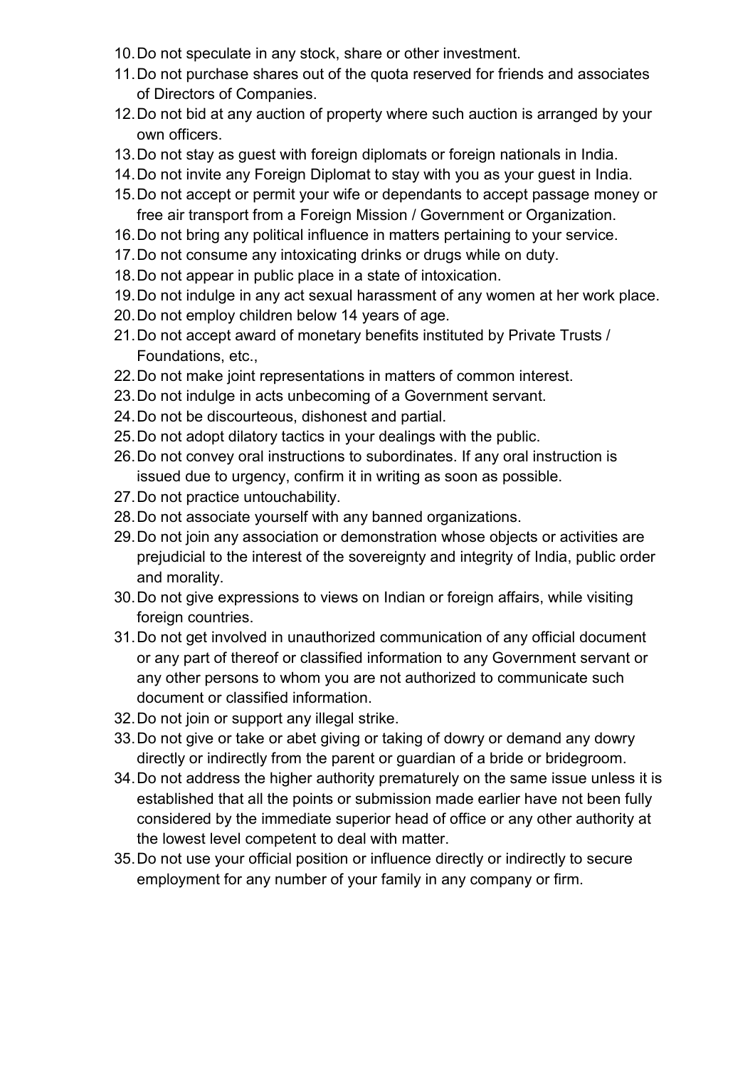10. Do not speculate in any stock, share or other investment.
11. Do not purchase shares out of the quota reserved for friends and associates of Directors of Companies.
12. Do not bid at any auction of property where such auction is arranged by your own officers.
13. Do not stay as guest with foreign diplomats or foreign nationals in India.
14. Do not invite any Foreign Diplomat to stay with you as your guest in India.
15. Do not accept or permit your wife or dependants to accept passage money or free air transport from a Foreign Mission / Government or Organization.
16. Do not bring any political influence in matters pertaining to your service.
17. Do not consume any intoxicating drinks or drugs while on duty.
18. Do not appear in public place in a state of intoxication.
19. Do not indulge in any act sexual harassment of any women at her work place.
20. Do not employ children below 14 years of age.
21. Do not accept award of monetary benefits instituted by Private Trusts / Foundations, etc.,
22. Do not make joint representations in matters of common interest.
23. Do not indulge in acts unbecoming of a Government servant.
24. Do not be discourteous, dishonest and partial.
25. Do not adopt dilatory tactics in your dealings with the public.
26. Do not convey oral instructions to subordinates. If any oral instruction is issued due to urgency, confirm it in writing as soon as possible.
27. Do not practice untouchability.
28. Do not associate yourself with any banned organizations.
29. Do not join any association or demonstration whose objects or activities are prejudicial to the interest of the sovereignty and integrity of India, public order and morality.
30. Do not give expressions to views on Indian or foreign affairs, while visiting foreign countries.
31. Do not get involved in unauthorized communication of any official document or any part of thereof or classified information to any Government servant or any other persons to whom you are not authorized to communicate such document or classified information.
32. Do not join or support any illegal strike.
33. Do not give or take or abet giving or taking of dowry or demand any dowry directly or indirectly from the parent or guardian of a bride or bridegroom.
34. Do not address the higher authority prematurely on the same issue unless it is established that all the points or submission made earlier have not been fully considered by the immediate superior head of office or any other authority at the lowest level competent to deal with matter.
35. Do not use your official position or influence directly or indirectly to secure employment for any number of your family in any company or firm.